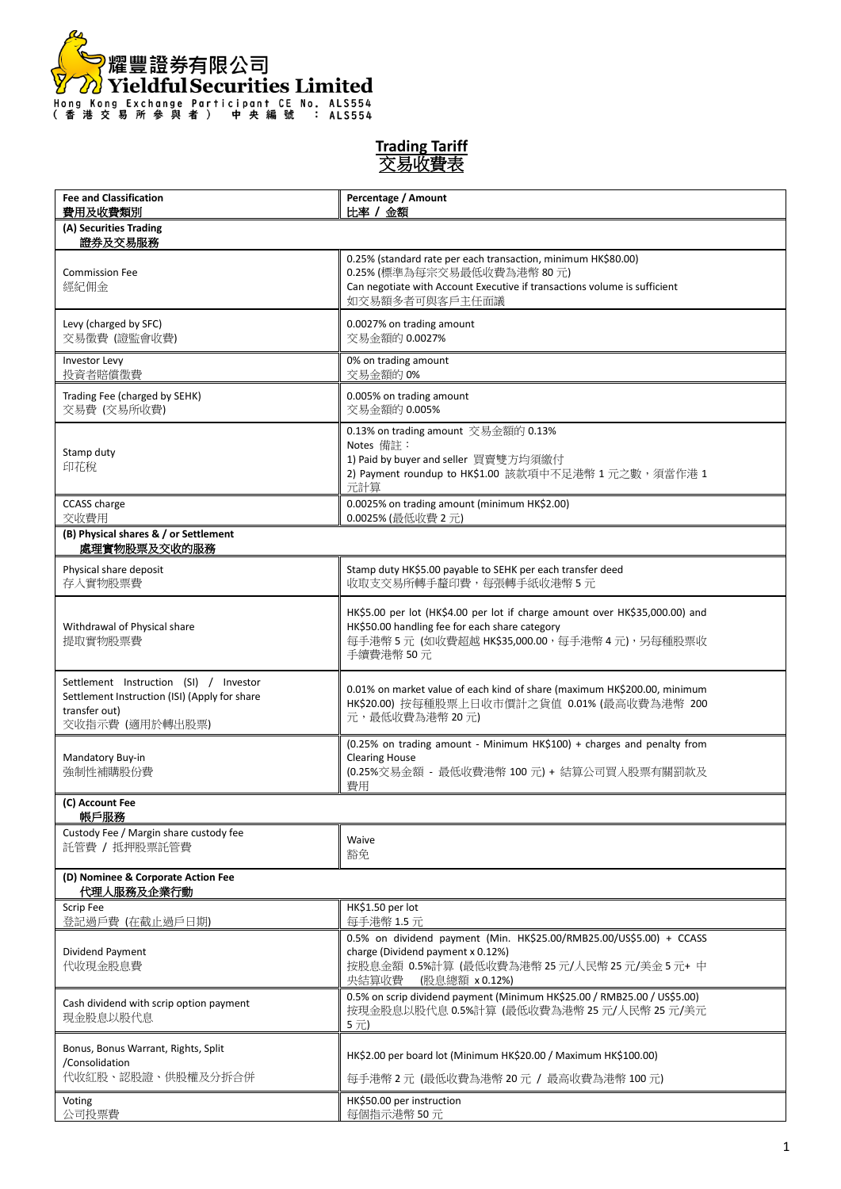耀豐證券有限公司
**Yieldful Securities Limited**
Hong Kong Exchange Participant CE No. ALS554
(香港交易所參與者) 中央編號 : ALS554

# Trading Tariff
# 交易收費表

| Fee and Classification<br>費用及收費類別 | Percentage / Amount<br>比率 / 金額 |
|---|---|
| **(A) Securities Trading<br>證券及交易服務** | |
| Commission Fee<br>經紀佣金 | 0.25% (standard rate per each transaction, minimum HK$80.00)<br>0.25% (標準為每宗交易最低收費為港幣 80 元)<br>Can negotiate with Account Executive if transactions volume is sufficient<br>如交易額多者可與客戶主任面議 |
| Levy (charged by SFC)<br>交易徵費 (證監會收費) | 0.0027% on trading amount<br>交易金額的 0.0027% |
| Investor Levy<br>投資者賠償徵費 | 0% on trading amount<br>交易金額的 0% |
| Trading Fee (charged by SEHK)<br>交易費 (交易所收費) | 0.005% on trading amount<br>交易金額的 0.005% |
| Stamp duty<br>印花稅 | 0.13% on trading amount 交易金額的 0.13%<br>Notes 備註：<br>1) Paid by buyer and seller 買賣雙方均須繳付<br>2) Payment roundup to HK$1.00 該款項中不足港幣 1 元之數，須當作港 1 元計算 |
| CCASS charge<br>交收費用 | 0.0025% on trading amount (minimum HK$2.00)<br>0.0025% (最低收費 2 元) |
| **(B) Physical shares & / or Settlement<br>處理實物股票及交收的服務** | |
| Physical share deposit<br>存入實物股票費 | Stamp duty HK$5.00 payable to SEHK per each transfer deed<br>收取支交易所轉手蓋印費，每張轉手紙收港幣 5 元 |
| Withdrawal of Physical share<br>提取實物股票費 | HK$5.00 per lot (HK$4.00 per lot if charge amount over HK$35,000.00) and HK$50.00 handling fee for each share category<br>每手港幣 5 元 (如收費超越 HK$35,000.00，每手港幣 4 元)，另每種股票收手續費港幣 50 元 |
| Settlement Instruction (SI) / Investor Settlement Instruction (ISI) (Apply for share transfer out)<br>交收指示費 (適用於轉出股票) | 0.01% on market value of each kind of share (maximum HK$200.00, minimum HK$20.00) 按每種股票上日收市價計之貨值 0.01% (最高收費為港幣 200 元，最低收費為港幣 20 元) |
| Mandatory Buy-in<br>強制性補購股份費 | (0.25% on trading amount - Minimum HK$100) + charges and penalty from Clearing House<br>(0.25%交易金額 - 最低收費港幣 100 元) + 結算公司買入股票有關罰款及費用 |
| **(C) Account Fee<br>帳戶服務** | |
| Custody Fee / Margin share custody fee<br>託管費 / 抵押股票託管費 | Waive<br>豁免 |
| **(D) Nominee & Corporate Action Fee<br>代理人服務及企業行動** | |
| Scrip Fee<br>登記過戶費 (在截止過戶日期) | HK$1.50 per lot<br>每手港幣 1.5 元 |
| Dividend Payment<br>代收現金股息費 | 0.5% on dividend payment (Min. HK$25.00/RMB25.00/US$5.00) + CCASS charge (Dividend payment x 0.12%)<br>按股息金額 0.5%計算 (最低收費為港幣 25 元/人民幣 25 元/美金 5 元+ 中央結算收費 (股息總額 x 0.12%) |
| Cash dividend with scrip option payment<br>現金股息以股代息 | 0.5% on scrip dividend payment (Minimum HK$25.00 / RMB25.00 / US$5.00)<br>按現金股息以股代息 0.5%計算 (最低收費為港幣 25 元/人民幣 25 元/美元 5 元) |
| Bonus, Bonus Warrant, Rights, Split /Consolidation<br>代收紅股、認股證、供股權及分拆合併 | HK$2.00 per board lot (Minimum HK$20.00 / Maximum HK$100.00)<br>每手港幣 2 元 (最低收費為港幣 20 元 / 最高收費為港幣 100 元) |
| Voting<br>公司投票費 | HK$50.00 per instruction<br>每個指示港幣 50 元 |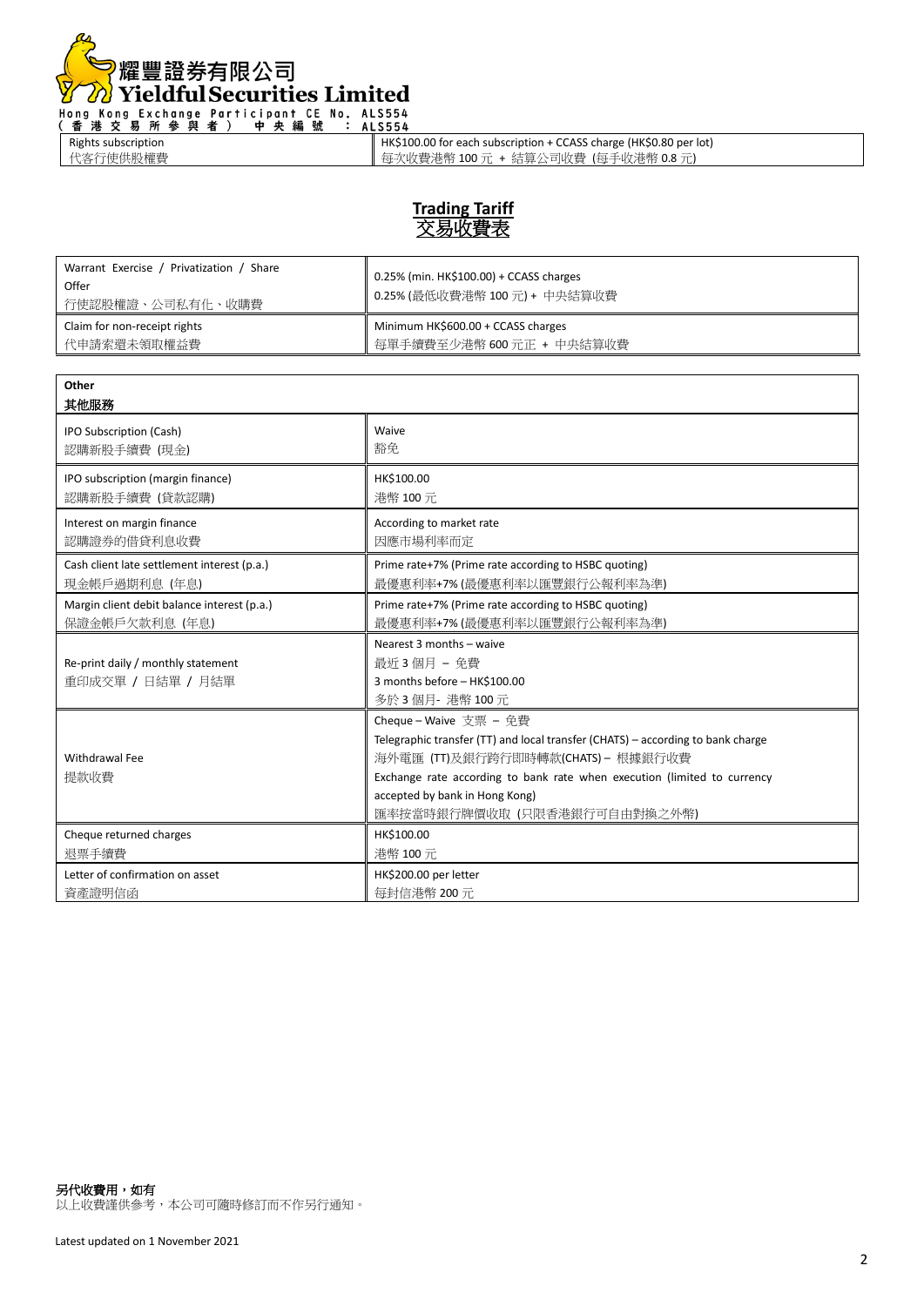耀豐證券有限公司
Yieldful Securities Limited
Hong Kong Exchange Participant CE No. ALS554
(香港交易所參與者) 中央編號 : ALS554

| | |
|---|---|
| Rights subscription<br>代客行使供股權費 | HK$100.00 for each subscription + CCASS charge (HK$0.80 per lot)<br>每次收費港幣 100 元 + 結算公司收費 (每手收港幣 0.8 元) |

## Trading Tariff
## 交易收費表

| | |
|---|---|
| Warrant Exercise / Privatization / Share Offer<br>行使認股權證、公司私有化、收購費 | 0.25% (min. HK$100.00) + CCASS charges<br>0.25% (最低收費港幣 100 元) + 中央結算收費 |
| Claim for non-receipt rights<br>代申請索還未領取權益費 | Minimum HK$600.00 + CCASS charges<br>每單手續費至少港幣 600 元正 + 中央結算收費 |

| **Other**<br>**其他服務** | |
|---|---|
| IPO Subscription (Cash)<br>認購新股手續費 (現金) | Waive<br>豁免 |
| IPO subscription (margin finance)<br>認購新股手續費 (貸款認購) | HK$100.00<br>港幣 100 元 |
| Interest on margin finance<br>認購證券的借貸利息收費 | According to market rate<br>因應市場利率而定 |
| Cash client late settlement interest (p.a.)<br>現金帳戶過期利息 (年息) | Prime rate+7% (Prime rate according to HSBC quoting)<br>最優惠利率+7% (最優惠利率以匯豐銀行公報利率為準) |
| Margin client debit balance interest (p.a.)<br>保證金帳戶欠款利息 (年息) | Prime rate+7% (Prime rate according to HSBC quoting)<br>最優惠利率+7% (最優惠利率以匯豐銀行公報利率為準) |
| Re-print daily / monthly statement<br>重印成交單 / 日結單 / 月結單 | Nearest 3 months – waive<br>最近 3 個月 – 免費<br>3 months before – HK$100.00<br>多於 3 個月- 港幣 100 元 |
| Withdrawal Fee<br>提款收費 | Cheque – Waive 支票 – 免費<br>Telegraphic transfer (TT) and local transfer (CHATS) – according to bank charge<br>海外電匯 (TT)及銀行跨行即時轉款(CHATS) – 根據銀行收費<br>Exchange rate according to bank rate when execution (limited to currency accepted by bank in Hong Kong)<br>匯率按當時銀行牌價收取 (只限香港銀行可自由對換之外幣) |
| Cheque returned charges<br>退票手續費 | HK$100.00<br>港幣 100 元 |
| Letter of confirmation on asset<br>資產證明信函 | HK$200.00 per letter<br>每封信港幣 200 元 |

**另代收費用，如有**
以上收費謹供參考，本公司可隨時修訂而不作另行通知。

Latest updated on 1 November 2021